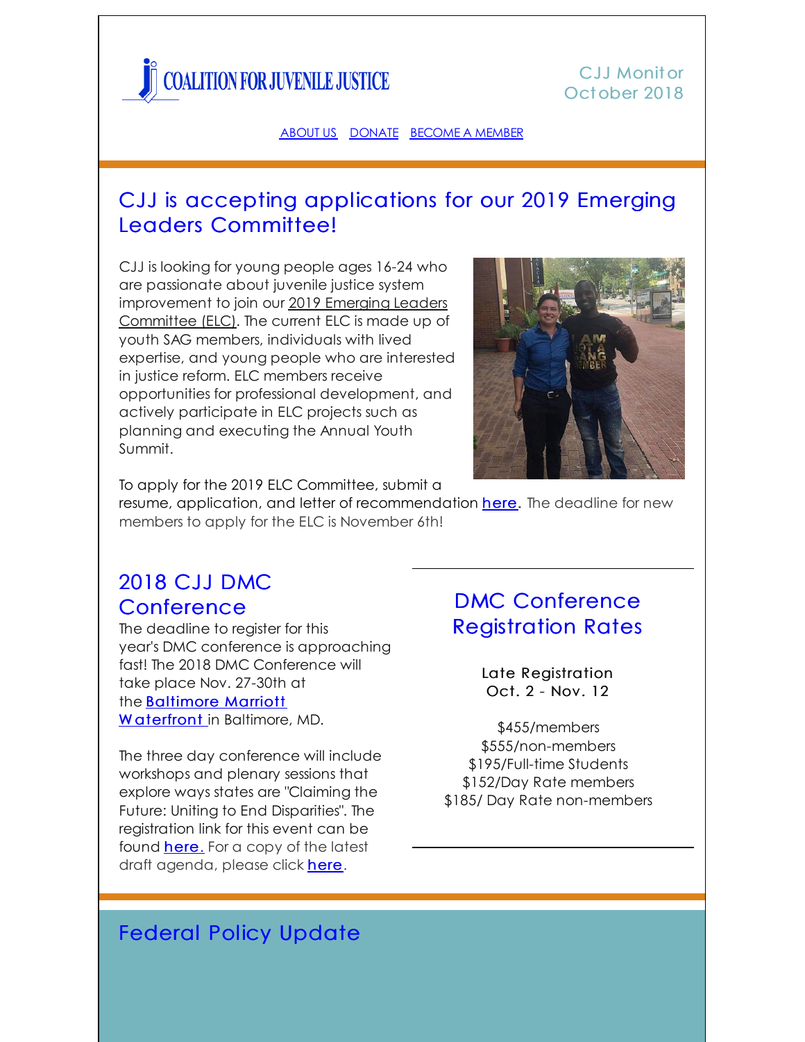COALITION FOR JUVENILE JUSTICE

CJJ Monitor
October 2018

ABOUT US DONATE BECOME A MEMBER

## CJJ is accepting applications for our 2019 Emerging Leaders Committee!

CJJ is looking for young people ages 16-24 who are passionate about juvenile justice system improvement to join our 2019 Emerging Leaders Committee (ELC). The current ELC is made up of youth SAG members, individuals with lived expertise, and young people who are interested in justice reform. ELC members receive opportunities for professional development, and actively participate in ELC projects such as planning and executing the Annual Youth Summit.

To apply for the 2019 ELC Committee, submit a resume, application, and letter of recommendation here. The deadline for new members to apply for the ELC is November 6th!

## 2018 CJJ DMC Conference

The deadline to register for this year's DMC conference is approaching fast! The 2018 DMC Conference will take place Nov. 27-30th at the Baltimore Marriott Waterfront in Baltimore, MD.

The three day conference will include workshops and plenary sessions that explore ways states are "Claiming the Future: Uniting to End Disparities". The registration link for this event can be found here. For a copy of the latest draft agenda, please click here.

## DMC Conference Registration Rates

Late Registration
Oct. 2 - Nov. 12

$455/members
$555/non-members
$195/Full-time Students
$152/Day Rate members
$185/ Day Rate non-members

## Federal Policy Update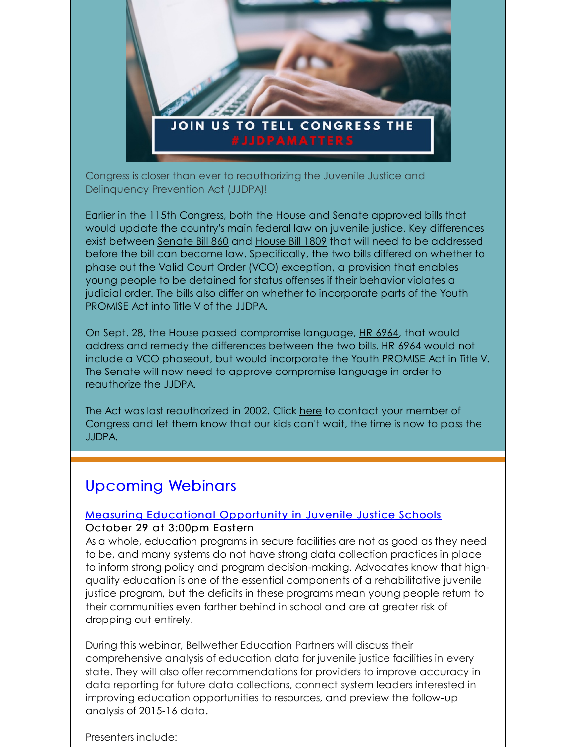JOIN US TO TELL CONGRESS THE #JJDPAMATTERS

Congress is closer than ever to reauthorizing the Juvenile Justice and Delinquency Prevention Act (JJDPA)!

Earlier in the 115th Congress, both the House and Senate approved bills that would update the country's main federal law on juvenile justice. Key differences exist between Senate Bill 860 and House Bill 1809 that will need to be addressed before the bill can become law. Specifically, the two bills differed on whether to phase out the Valid Court Order (VCO) exception, a provision that enables young people to be detained for status offenses if their behavior violates a judicial order. The bills also differ on whether to incorporate parts of the Youth PROMISE Act into Title V of the JJDPA.

On Sept. 28, the House passed compromise language, HR 6964, that would address and remedy the differences between the two bills. HR 6964 would not include a VCO phaseout, but would incorporate the Youth PROMISE Act in Title V. The Senate will now need to approve compromise language in order to reauthorize the JJDPA.

The Act was last reauthorized in 2002. Click here to contact your member of Congress and let them know that our kids can't wait, the time is now to pass the JJDPA.

## Upcoming Webinars

### Measuring Educational Opportunity in Juvenile Justice Schools

October 29 at 3:00pm Eastern

As a whole, education programs in secure facilities are not as good as they need to be, and many systems do not have strong data collection practices in place to inform strong policy and program decision-making. Advocates know that high-quality education is one of the essential components of a rehabilitative juvenile justice program, but the deficits in these programs mean young people return to their communities even farther behind in school and are at greater risk of dropping out entirely.

During this webinar, Bellwether Education Partners will discuss their comprehensive analysis of education data for juvenile justice facilities in every state. They will also offer recommendations for providers to improve accuracy in data reporting for future data collections, connect system leaders interested in improving education opportunities to resources, and preview the follow-up analysis of 2015-16 data.

Presenters include: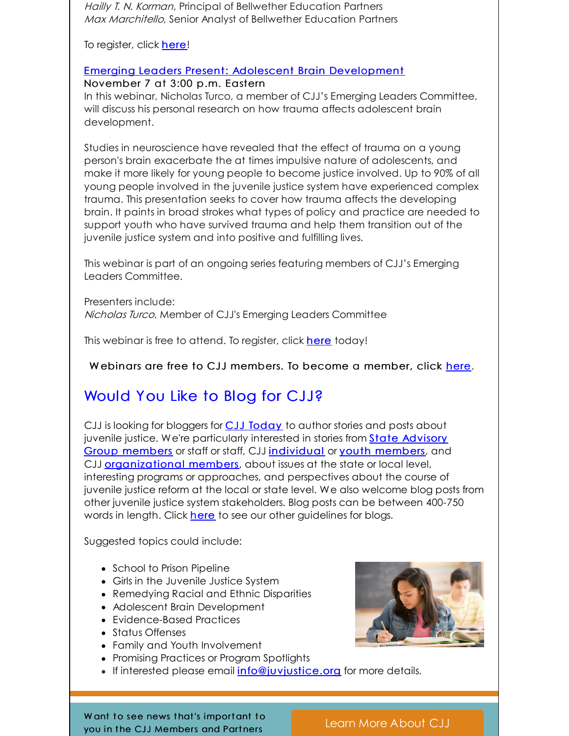*Hailly T. N. Korman*, Principal of Bellwether Education Partners
*Max Marchitello*, Senior Analyst of Bellwether Education Partners

To register, click [here](#)!

[Emerging Leaders Present: Adolescent Brain Development](#)
November 7 at 3:00 p.m. Eastern
In this webinar, Nicholas Turco, a member of CJJ's Emerging Leaders Committee, will discuss his personal research on how trauma affects adolescent brain development.

Studies in neuroscience have revealed that the effect of trauma on a young person's brain exacerbate the at times impulsive nature of adolescents, and make it more likely for young people to become justice involved. Up to 90% of all young people involved in the juvenile justice system have experienced complex trauma. This presentation seeks to cover how trauma affects the developing brain. It paints in broad strokes what types of policy and practice are needed to support youth who have survived trauma and help them transition out of the juvenile justice system and into positive and fulfilling lives.

This webinar is part of an ongoing series featuring members of CJJ's Emerging Leaders Committee.

Presenters include:
*Nicholas Turco*, Member of CJJ's Emerging Leaders Committee

This webinar is free to attend. To register, click [here](#) today!

Webinars are free to CJJ members. To become a member, click [here](#).

## Would You Like to Blog for CJJ?

CJJ is looking for bloggers for [CJJ Today](#) to author stories and posts about juvenile justice. We're particularly interested in stories from [State Advisory Group members](#) or staff or staff, CJJ [individual](#) or [youth members](#), and CJJ [organizational members](#), about issues at the state or local level, interesting programs or approaches, and perspectives about the course of juvenile justice reform at the local or state level. We also welcome blog posts from other juvenile justice system stakeholders. Blog posts can be between 400-750 words in length. Click [here](#) to see our other guidelines for blogs.

Suggested topics could include:

- School to Prison Pipeline
- Girls in the Juvenile Justice System
- Remedying Racial and Ethnic Disparities
- Adolescent Brain Development
- Evidence-Based Practices
- Status Offenses
- Family and Youth Involvement
- Promising Practices or Program Spotlights
- If interested please email [info@juvjustice.org](mailto:info@juvjustice.org) for more details.

Want to see news that's important to you in the CJJ Members and Partners

Learn More About CJJ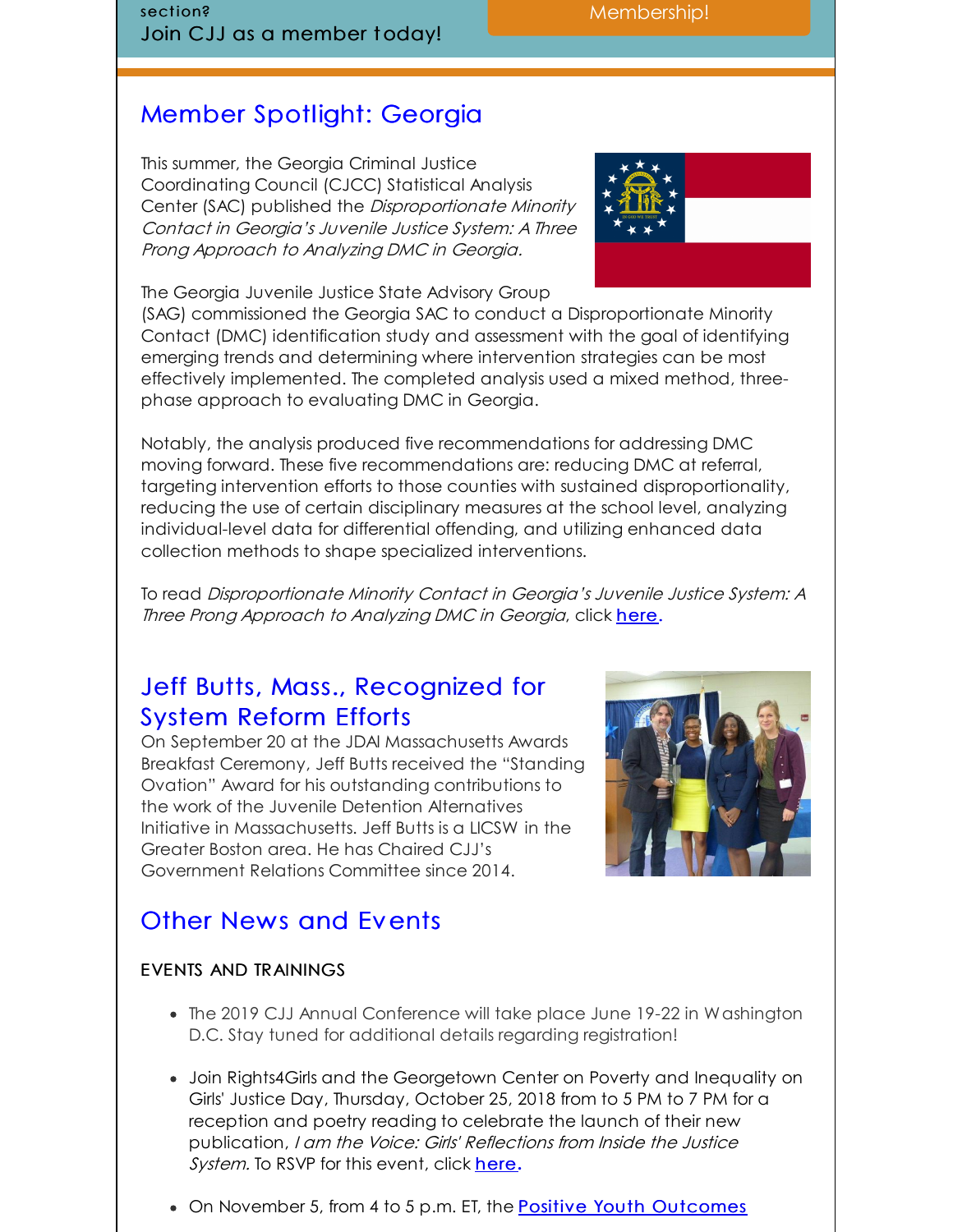section?

Join CJJ as a member today!

Membership!

## Member Spotlight: Georgia

This summer, the Georgia Criminal Justice Coordinating Council (CJCC) Statistical Analysis Center (SAC) published the *Disproportionate Minority Contact in Georgia's Juvenile Justice System: A Three Prong Approach to Analyzing DMC in Georgia.*

The Georgia Juvenile Justice State Advisory Group (SAG) commissioned the Georgia SAC to conduct a Disproportionate Minority Contact (DMC) identification study and assessment with the goal of identifying emerging trends and determining where intervention strategies can be most effectively implemented. The completed analysis used a mixed method, three-phase approach to evaluating DMC in Georgia.

Notably, the analysis produced five recommendations for addressing DMC moving forward. These five recommendations are: reducing DMC at referral, targeting intervention efforts to those counties with sustained disproportionality, reducing the use of certain disciplinary measures at the school level, analyzing individual-level data for differential offending, and utilizing enhanced data collection methods to shape specialized interventions.

To read *Disproportionate Minority Contact in Georgia's Juvenile Justice System: A Three Prong Approach to Analyzing DMC in Georgia*, click here.

## Jeff Butts, Mass., Recognized for System Reform Efforts

On September 20 at the JDAI Massachusetts Awards Breakfast Ceremony, Jeff Butts received the "Standing Ovation" Award for his outstanding contributions to the work of the Juvenile Detention Alternatives Initiative in Massachusetts. Jeff Butts is a LICSW in the Greater Boston area. He has Chaired CJJ's Government Relations Committee since 2014.

## Other News and Events

EVENTS AND TRAININGS

- The 2019 CJJ Annual Conference will take place June 19-22 in Washington D.C. Stay tuned for additional details regarding registration!
- Join Rights4Girls and the Georgetown Center on Poverty and Inequality on Girls' Justice Day, Thursday, October 25, 2018 from to 5 PM to 7 PM for a reception and poetry reading to celebrate the launch of their new publication, *I am the Voice: Girls' Reflections from Inside the Justice System.* To RSVP for this event, click here.
- On November 5, from 4 to 5 p.m. ET, the Positive Youth Outcomes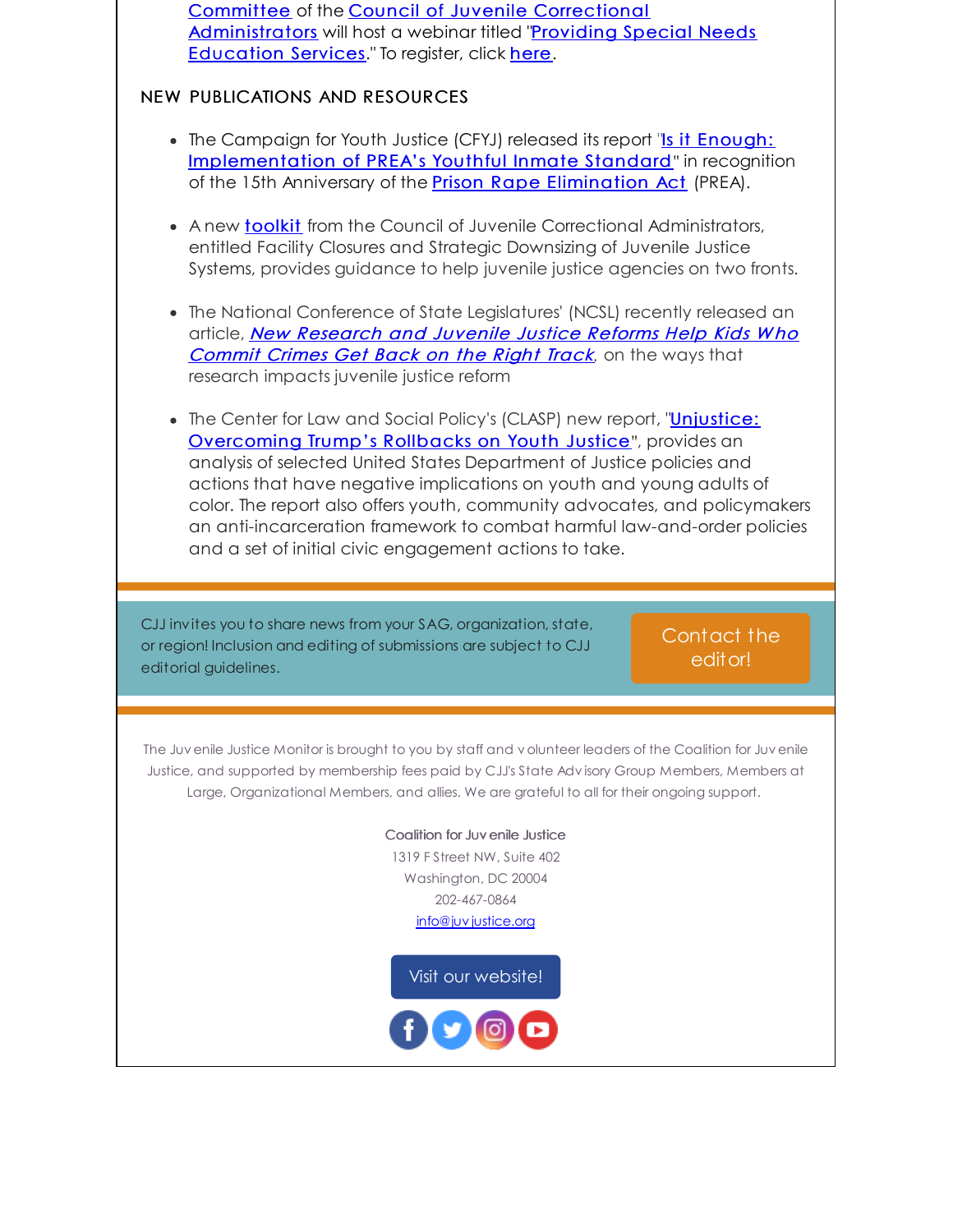Committee of the Council of Juvenile Correctional Administrators will host a webinar titled "Providing Special Needs Education Services." To register, click here.

## NEW PUBLICATIONS AND RESOURCES

- The Campaign for Youth Justice (CFYJ) released its report "Is it Enough: Implementation of PREA's Youthful Inmate Standard" in recognition of the 15th Anniversary of the Prison Rape Elimination Act (PREA).

- A new toolkit from the Council of Juvenile Correctional Administrators, entitled Facility Closures and Strategic Downsizing of Juvenile Justice Systems, provides guidance to help juvenile justice agencies on two fronts.

- The National Conference of State Legislatures' (NCSL) recently released an article, *New Research and Juvenile Justice Reforms Help Kids Who Commit Crimes Get Back on the Right Track*, on the ways that research impacts juvenile justice reform

- The Center for Law and Social Policy's (CLASP) new report, "Unjustice: Overcoming Trump's Rollbacks on Youth Justice", provides an analysis of selected United States Department of Justice policies and actions that have negative implications on youth and young adults of color. The report also offers youth, community advocates, and policymakers an anti-incarceration framework to combat harmful law-and-order policies and a set of initial civic engagement actions to take.

CJJ invites you to share news from your SAG, organization, state, or region! Inclusion and editing of submissions are subject to CJJ editorial guidelines.

Contact the editor!

The Juvenile Justice Monitor is brought to you by staff and volunteer leaders of the Coalition for Juvenile Justice, and supported by membership fees paid by CJJ's State Advisory Group Members, Members at Large, Organizational Members, and allies. We are grateful to all for their ongoing support.

Coalition for Juvenile Justice
1319 F Street NW, Suite 402
Washington, DC 20004
202-467-0864
info@juvjustice.org

Visit our website!